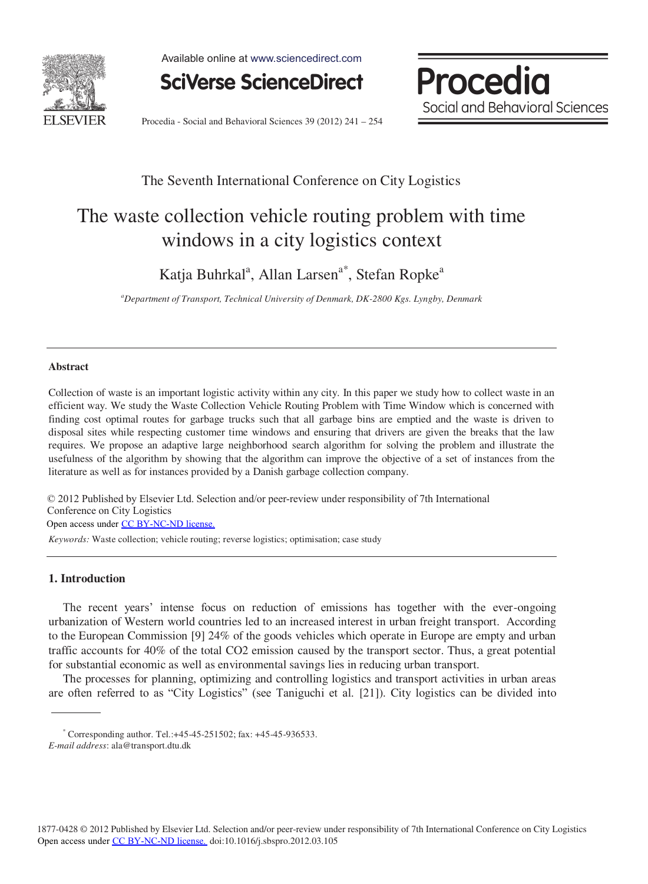The Seventh International Conference on City Logistics

# The waste collection vehicle routing problem with time windows in a city logistics context

Katja Buhrkal[a], Allan Larsen[a*], Stefan Ropke[a]

[a]*Department of Transport, Technical University of Denmark, DK-2800 Kgs. Lyngby, Denmark*

---

## Abstract

Collection of waste is an important logistic activity within any city. In this paper we study how to collect waste in an efficient way. We study the Waste Collection Vehicle Routing Problem with Time Window which is concerned with finding cost optimal routes for garbage trucks such that all garbage bins are emptied and the waste is driven to disposal sites while respecting customer time windows and ensuring that drivers are given the breaks that the law requires. We propose an adaptive large neighborhood search algorithm for solving the problem and illustrate the usefulness of the algorithm by showing that the algorithm can improve the objective of a set of instances from the literature as well as for instances provided by a Danish garbage collection company.

© 2012 Published by Elsevier Ltd. Selection and/or peer-review under responsibility of 7th International Conference on City Logistics
Open access under CC BY-NC-ND license.

*Keywords:* Waste collection; vehicle routing; reverse logistics; optimisation; case study

---

## 1. Introduction

The recent years' intense focus on reduction of emissions has together with the ever-ongoing urbanization of Western world countries led to an increased interest in urban freight transport. According to the European Commission [9] 24% of the goods vehicles which operate in Europe are empty and urban traffic accounts for 40% of the total CO2 emission caused by the transport sector. Thus, a great potential for substantial economic as well as environmental savings lies in reducing urban transport.

The processes for planning, optimizing and controlling logistics and transport activities in urban areas are often referred to as "City Logistics" (see Taniguchi et al. [21]). City logistics can be divided into

---

[*] Corresponding author. Tel.:+45-45-251502; fax: +45-45-936533.
*E-mail address*: ala@transport.dtu.dk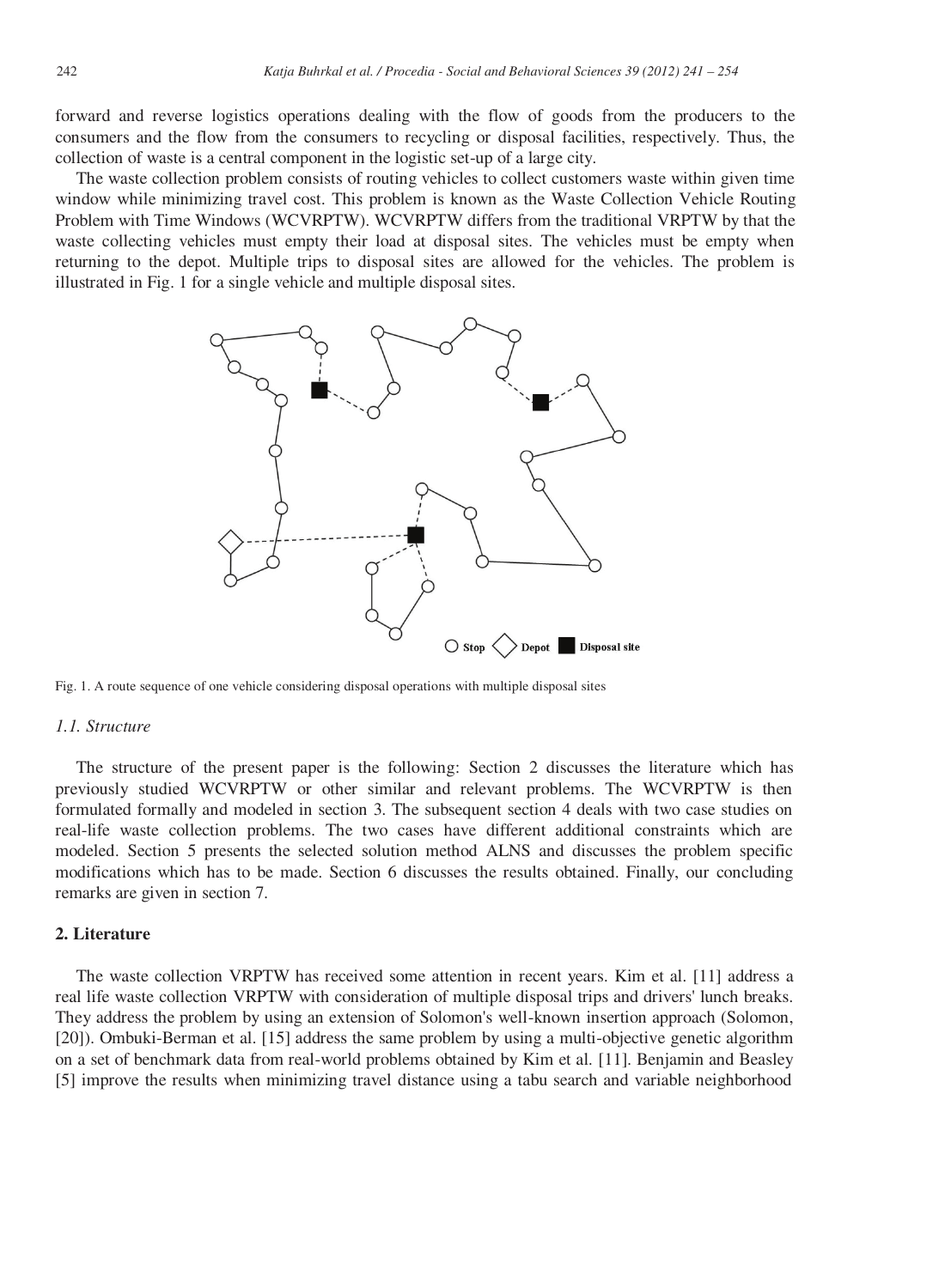forward and reverse logistics operations dealing with the flow of goods from the producers to the consumers and the flow from the consumers to recycling or disposal facilities, respectively. Thus, the collection of waste is a central component in the logistic set-up of a large city.

The waste collection problem consists of routing vehicles to collect customers waste within given time window while minimizing travel cost. This problem is known as the Waste Collection Vehicle Routing Problem with Time Windows (WCVRPTW). WCVRPTW differs from the traditional VRPTW by that the waste collecting vehicles must empty their load at disposal sites. The vehicles must be empty when returning to the depot. Multiple trips to disposal sites are allowed for the vehicles. The problem is illustrated in Fig. 1 for a single vehicle and multiple disposal sites.

Fig. 1. A route sequence of one vehicle considering disposal operations with multiple disposal sites

### 1.1. Structure

The structure of the present paper is the following: Section 2 discusses the literature which has previously studied WCVRPTW or other similar and relevant problems. The WCVRPTW is then formulated formally and modeled in section 3. The subsequent section 4 deals with two case studies on real-life waste collection problems. The two cases have different additional constraints which are modeled. Section 5 presents the selected solution method ALNS and discusses the problem specific modifications which has to be made. Section 6 discusses the results obtained. Finally, our concluding remarks are given in section 7.

## 2. Literature

The waste collection VRPTW has received some attention in recent years. Kim et al. [11] address a real life waste collection VRPTW with consideration of multiple disposal trips and drivers' lunch breaks. They address the problem by using an extension of Solomon's well-known insertion approach (Solomon, [20]). Ombuki-Berman et al. [15] address the same problem by using a multi-objective genetic algorithm on a set of benchmark data from real-world problems obtained by Kim et al. [11]. Benjamin and Beasley [5] improve the results when minimizing travel distance using a tabu search and variable neighborhood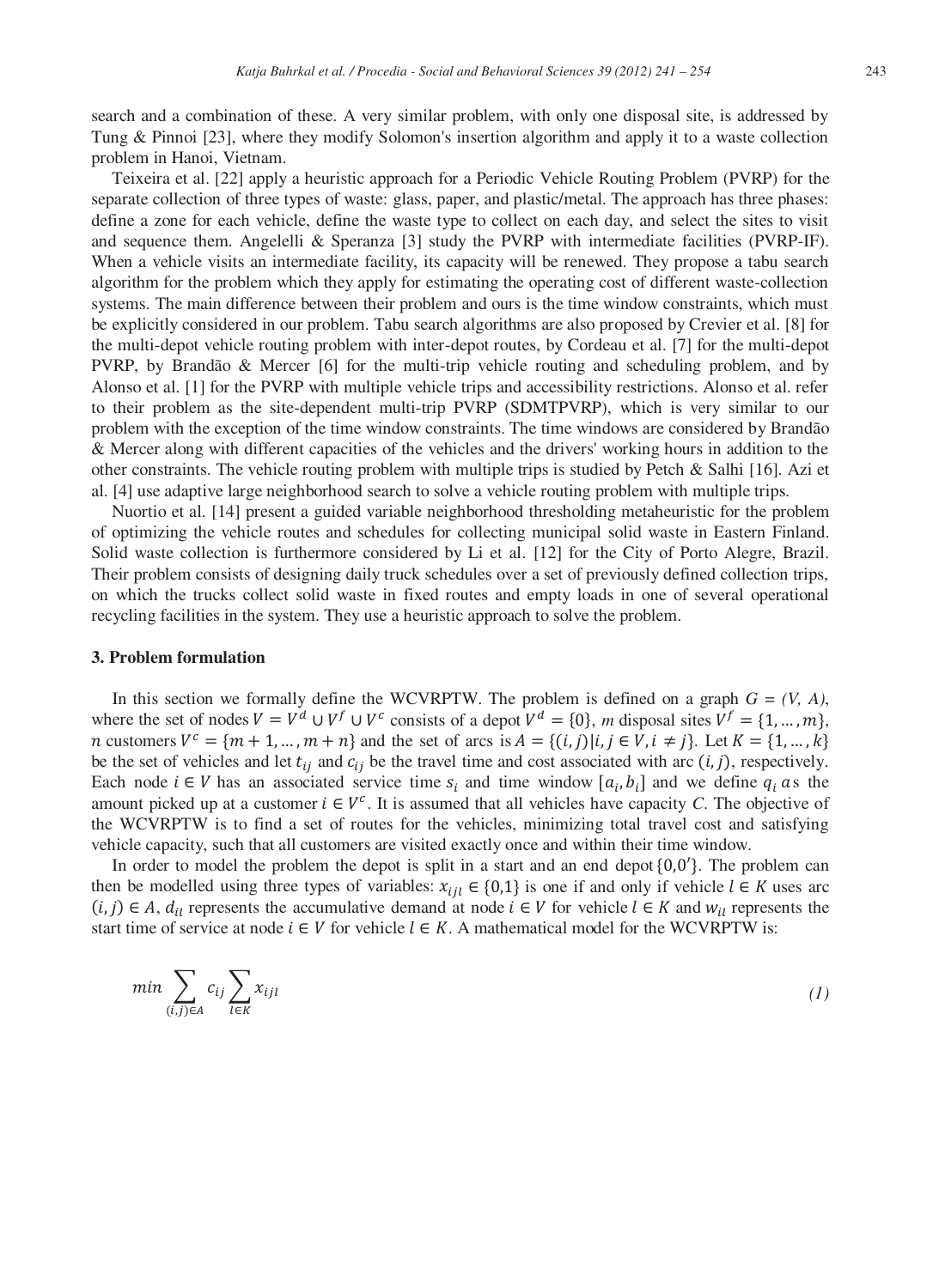search and a combination of these. A very similar problem, with only one disposal site, is addressed by Tung & Pinnoi [23], where they modify Solomon's insertion algorithm and apply it to a waste collection problem in Hanoi, Vietnam.

Teixeira et al. [22] apply a heuristic approach for a Periodic Vehicle Routing Problem (PVRP) for the separate collection of three types of waste: glass, paper, and plastic/metal. The approach has three phases: define a zone for each vehicle, define the waste type to collect on each day, and select the sites to visit and sequence them. Angelelli & Speranza [3] study the PVRP with intermediate facilities (PVRP-IF). When a vehicle visits an intermediate facility, its capacity will be renewed. They propose a tabu search algorithm for the problem which they apply for estimating the operating cost of different waste-collection systems. The main difference between their problem and ours is the time window constraints, which must be explicitly considered in our problem. Tabu search algorithms are also proposed by Crevier et al. [8] for the multi-depot vehicle routing problem with inter-depot routes, by Cordeau et al. [7] for the multi-depot PVRP, by Brandão & Mercer [6] for the multi-trip vehicle routing and scheduling problem, and by Alonso et al. [1] for the PVRP with multiple vehicle trips and accessibility restrictions. Alonso et al. refer to their problem as the site-dependent multi-trip PVRP (SDMTPVRP), which is very similar to our problem with the exception of the time window constraints. The time windows are considered by Brandão & Mercer along with different capacities of the vehicles and the drivers' working hours in addition to the other constraints. The vehicle routing problem with multiple trips is studied by Petch & Salhi [16]. Azi et al. [4] use adaptive large neighborhood search to solve a vehicle routing problem with multiple trips.

Nuortio et al. [14] present a guided variable neighborhood thresholding metaheuristic for the problem of optimizing the vehicle routes and schedules for collecting municipal solid waste in Eastern Finland. Solid waste collection is furthermore considered by Li et al. [12] for the City of Porto Alegre, Brazil. Their problem consists of designing daily truck schedules over a set of previously defined collection trips, on which the trucks collect solid waste in fixed routes and empty loads in one of several operational recycling facilities in the system. They use a heuristic approach to solve the problem.

### 3. Problem formulation

In this section we formally define the WCVRPTW. The problem is defined on a graph $G = (V, A)$, where the set of nodes $V = V^d \cup V^f \cup V^c$ consists of a depot $V^d = \{0\}$, $m$ disposal sites $V^f = \{1, \ldots, m\}$, $n$ customers $V^c = \{m+1, \ldots, m+n\}$ and the set of arcs is $A = \{(i,j) | i, j \in V, i \neq j\}$. Let $K = \{1, \ldots, k\}$ be the set of vehicles and let $t_{ij}$ and $c_{ij}$ be the travel time and cost associated with arc $(i,j)$, respectively. Each node $i \in V$ has an associated service time $s_i$ and time window $[a_i, b_i]$ and we define $q_i$ as the amount picked up at a customer $i \in V^c$. It is assumed that all vehicles have capacity $C$. The objective of the WCVRPTW is to find a set of routes for the vehicles, minimizing total travel cost and satisfying vehicle capacity, such that all customers are visited exactly once and within their time window.

In order to model the problem the depot is split in a start and an end depot $\{0, 0'\}$. The problem can then be modelled using three types of variables: $x_{ijl} \in \{0,1\}$ is one if and only if vehicle $l \in K$ uses arc $(i,j) \in A$, $d_{il}$ represents the accumulative demand at node $i \in V$ for vehicle $l \in K$ and $w_{il}$ represents the start time of service at node $i \in V$ for vehicle $l \in K$. A mathematical model for the WCVRPTW is:

$$min \sum_{(i,j) \in A} c_{ij} \sum_{l \in K} x_{ijl} \tag{1}$$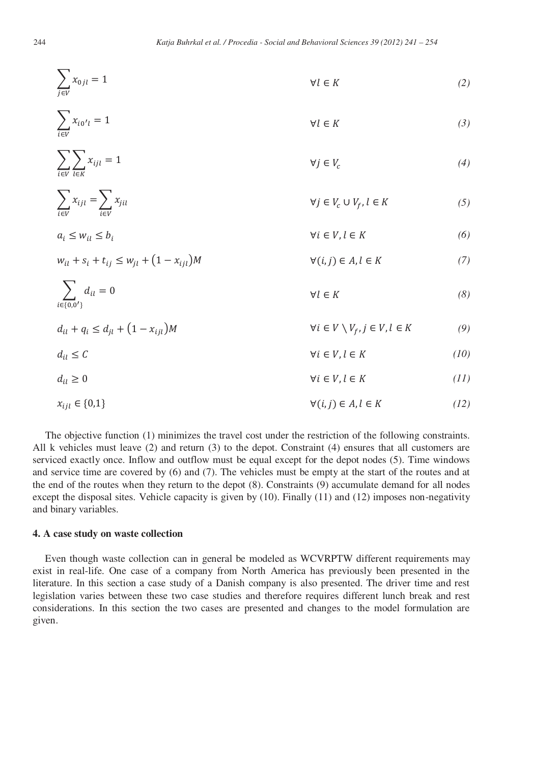$$\sum_{j \in V} x_{0jl} = 1 \qquad \forall l \in K \tag{2}$$

$$\sum_{i \in V} x_{i0'l} = 1 \qquad \forall l \in K \tag{3}$$

$$\sum_{i \in V} \sum_{l \in K} x_{ijl} = 1 \qquad \forall j \in V_c \tag{4}$$

$$\sum_{i \in V} x_{ijl} = \sum_{i \in V} x_{jil} \qquad \forall j \in V_c \cup V_f, l \in K \tag{5}$$

$$a_i \leq w_{il} \leq b_i \qquad \forall i \in V, l \in K \tag{6}$$

$$w_{il} + s_i + t_{ij} \leq w_{jl} + (1 - x_{ijl})M \qquad \forall (i,j) \in A, l \in K \tag{7}$$

$$\sum_{i \in \{0,0'\}} d_{il} = 0 \qquad \forall l \in K \tag{8}$$

$$d_{il} + q_i \leq d_{jl} + (1 - x_{ijl})M \qquad \forall i \in V \setminus V_f, j \in V, l \in K \tag{9}$$

$$d_{il} \leq C \qquad \forall i \in V, l \in K \tag{10}$$

$$d_{il} \geq 0 \qquad \forall i \in V, l \in K \tag{11}$$

$$x_{ijl} \in \{0,1\} \qquad \forall (i,j) \in A, l \in K \tag{12}$$

The objective function (1) minimizes the travel cost under the restriction of the following constraints. All k vehicles must leave (2) and return (3) to the depot. Constraint (4) ensures that all customers are serviced exactly once. Inflow and outflow must be equal except for the depot nodes (5). Time windows and service time are covered by (6) and (7). The vehicles must be empty at the start of the routes and at the end of the routes when they return to the depot (8). Constraints (9) accumulate demand for all nodes except the disposal sites. Vehicle capacity is given by (10). Finally (11) and (12) imposes non-negativity and binary variables.

## 4. A case study on waste collection

Even though waste collection can in general be modeled as WCVRPTW different requirements may exist in real-life. One case of a company from North America has previously been presented in the literature. In this section a case study of a Danish company is also presented. The driver time and rest legislation varies between these two case studies and therefore requires different lunch break and rest considerations. In this section the two cases are presented and changes to the model formulation are given.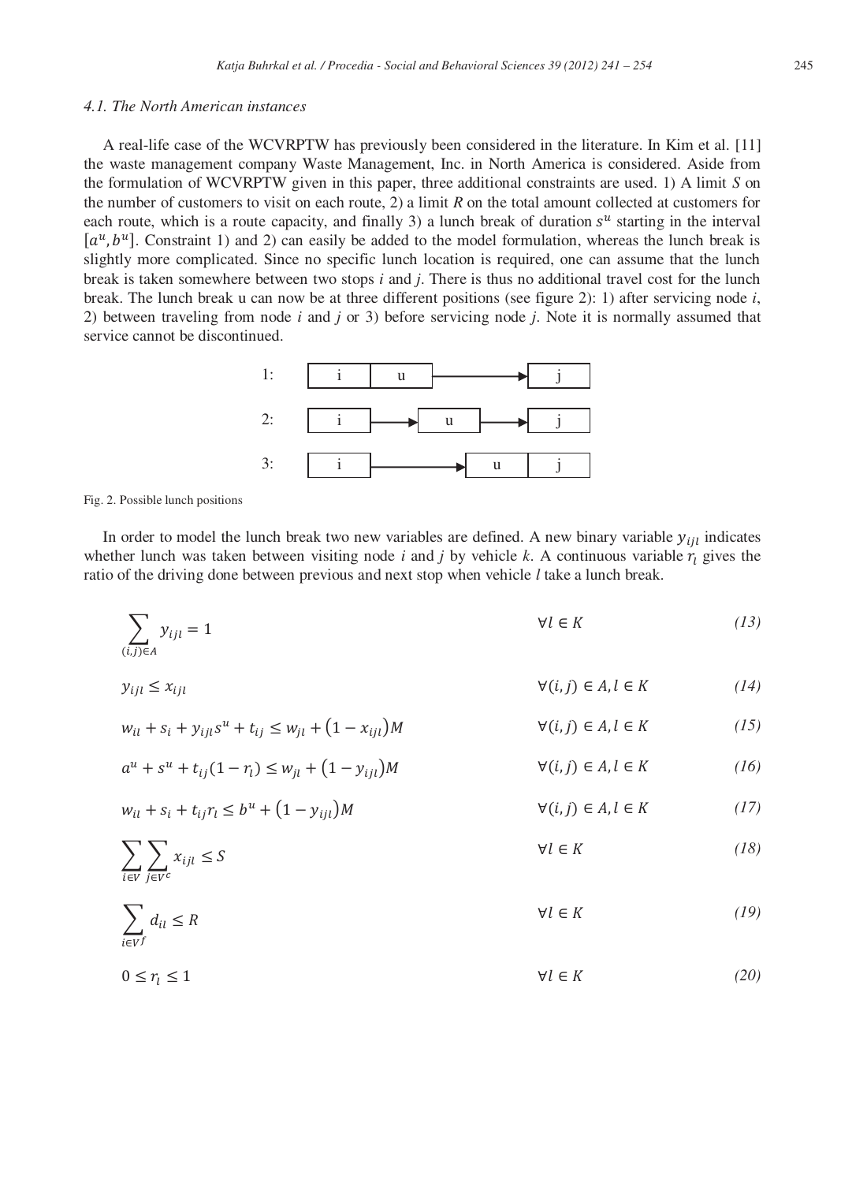### 4.1. The North American instances

A real-life case of the WCVRPTW has previously been considered in the literature. In Kim et al. [11] the waste management company Waste Management, Inc. in North America is considered. Aside from the formulation of WCVRPTW given in this paper, three additional constraints are used. 1) A limit $S$ on the number of customers to visit on each route, 2) a limit $R$ on the total amount collected at customers for each route, which is a route capacity, and finally 3) a lunch break of duration $s^u$ starting in the interval $[a^u, b^u]$. Constraint 1) and 2) can easily be added to the model formulation, whereas the lunch break is slightly more complicated. Since no specific lunch location is required, one can assume that the lunch break is taken somewhere between two stops $i$ and $j$. There is thus no additional travel cost for the lunch break. The lunch break u can now be at three different positions (see figure 2): 1) after servicing node $i$, 2) between traveling from node $i$ and $j$ or 3) before servicing node $j$. Note it is normally assumed that service cannot be discontinued.

```
1:  [ i ][ u ]-------------->[ j ]

2:  [ i ]------>[ u ]------->[ j ]

3:  [ i ]-------------->[ u ][ j ]
```

Fig. 2. Possible lunch positions

In order to model the lunch break two new variables are defined. A new binary variable $y_{ijl}$ indicates whether lunch was taken between visiting node $i$ and $j$ by vehicle $k$. A continuous variable $r_l$ gives the ratio of the driving done between previous and next stop when vehicle $l$ take a lunch break.

$$\sum_{(i,j)\in A} y_{ijl} = 1 \qquad \forall l \in K \qquad (13)$$

$$y_{ijl} \le x_{ijl} \qquad \forall (i,j) \in A, l \in K \qquad (14)$$

$$w_{il} + s_i + y_{ijl}s^u + t_{ij} \le w_{jl} + (1 - x_{ijl})M \qquad \forall (i,j) \in A, l \in K \qquad (15)$$

$$a^u + s^u + t_{ij}(1 - r_l) \le w_{jl} + (1 - y_{ijl})M \qquad \forall (i,j) \in A, l \in K \qquad (16)$$

$$w_{il} + s_i + t_{ij}r_l \le b^u + (1 - y_{ijl})M \qquad \forall (i,j) \in A, l \in K \qquad (17)$$

$$\sum_{i\in V}\sum_{j\in V^c} x_{ijl} \le S \qquad \forall l \in K \qquad (18)$$

$$\sum_{i\in V^f} d_{il} \le R \qquad \forall l \in K \qquad (19)$$

$$0 \le r_l \le 1 \qquad \forall l \in K \qquad (20)$$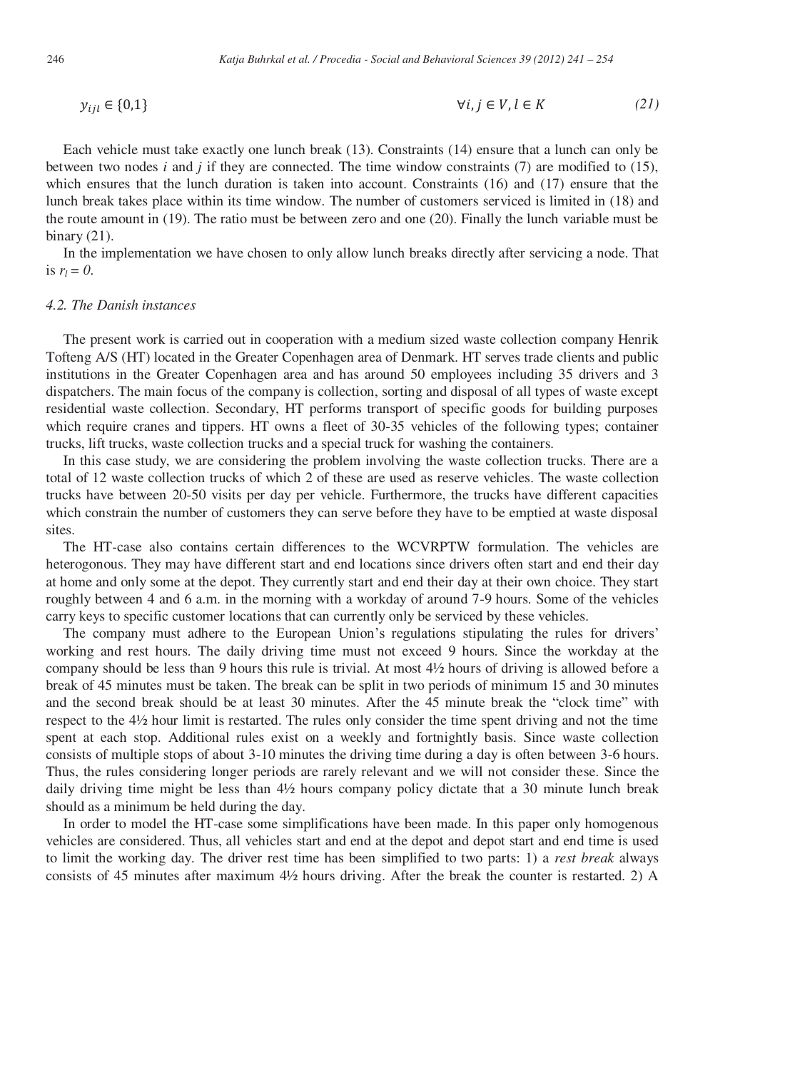$$y_{ijl} \in \{0,1\} \qquad \forall i, j \in V, l \in K \qquad (21)$$

Each vehicle must take exactly one lunch break (13). Constraints (14) ensure that a lunch can only be between two nodes *i* and *j* if they are connected. The time window constraints (7) are modified to (15), which ensures that the lunch duration is taken into account. Constraints (16) and (17) ensure that the lunch break takes place within its time window. The number of customers serviced is limited in (18) and the route amount in (19). The ratio must be between zero and one (20). Finally the lunch variable must be binary (21).

In the implementation we have chosen to only allow lunch breaks directly after servicing a node. That is $r_l = 0$.

### *4.2. The Danish instances*

The present work is carried out in cooperation with a medium sized waste collection company Henrik Tofteng A/S (HT) located in the Greater Copenhagen area of Denmark. HT serves trade clients and public institutions in the Greater Copenhagen area and has around 50 employees including 35 drivers and 3 dispatchers. The main focus of the company is collection, sorting and disposal of all types of waste except residential waste collection. Secondary, HT performs transport of specific goods for building purposes which require cranes and tippers. HT owns a fleet of 30-35 vehicles of the following types; container trucks, lift trucks, waste collection trucks and a special truck for washing the containers.

In this case study, we are considering the problem involving the waste collection trucks. There are a total of 12 waste collection trucks of which 2 of these are used as reserve vehicles. The waste collection trucks have between 20-50 visits per day per vehicle. Furthermore, the trucks have different capacities which constrain the number of customers they can serve before they have to be emptied at waste disposal sites.

The HT-case also contains certain differences to the WCVRPTW formulation. The vehicles are heterogonous. They may have different start and end locations since drivers often start and end their day at home and only some at the depot. They currently start and end their day at their own choice. They start roughly between 4 and 6 a.m. in the morning with a workday of around 7-9 hours. Some of the vehicles carry keys to specific customer locations that can currently only be serviced by these vehicles.

The company must adhere to the European Union's regulations stipulating the rules for drivers' working and rest hours. The daily driving time must not exceed 9 hours. Since the workday at the company should be less than 9 hours this rule is trivial. At most 4½ hours of driving is allowed before a break of 45 minutes must be taken. The break can be split in two periods of minimum 15 and 30 minutes and the second break should be at least 30 minutes. After the 45 minute break the "clock time" with respect to the 4½ hour limit is restarted. The rules only consider the time spent driving and not the time spent at each stop. Additional rules exist on a weekly and fortnightly basis. Since waste collection consists of multiple stops of about 3-10 minutes the driving time during a day is often between 3-6 hours. Thus, the rules considering longer periods are rarely relevant and we will not consider these. Since the daily driving time might be less than 4½ hours company policy dictate that a 30 minute lunch break should as a minimum be held during the day.

In order to model the HT-case some simplifications have been made. In this paper only homogenous vehicles are considered. Thus, all vehicles start and end at the depot and depot start and end time is used to limit the working day. The driver rest time has been simplified to two parts: 1) a *rest break* always consists of 45 minutes after maximum 4½ hours driving. After the break the counter is restarted. 2) A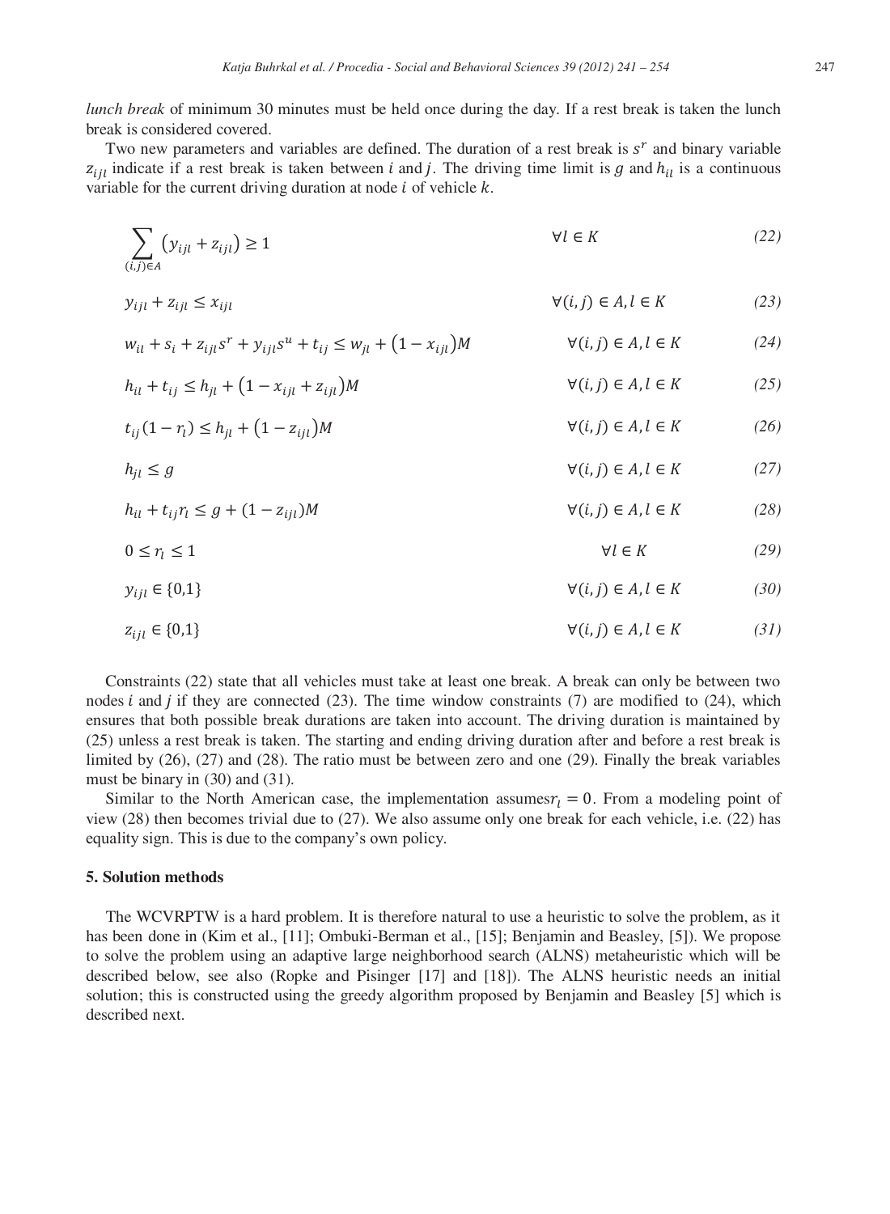*lunch break* of minimum 30 minutes must be held once during the day. If a rest break is taken the lunch break is considered covered.

Two new parameters and variables are defined. The duration of a rest break is $s^r$ and binary variable $z_{ijl}$ indicate if a rest break is taken between $i$ and $j$. The driving time limit is $g$ and $h_{il}$ is a continuous variable for the current driving duration at node $i$ of vehicle $k$.

$$\sum_{(i,j)\in A} \left(y_{ijl} + z_{ijl}\right) \geq 1 \qquad \forall l \in K \qquad (22)$$

$$y_{ijl} + z_{ijl} \leq x_{ijl} \qquad \forall (i,j) \in A, l \in K \qquad (23)$$

$$w_{il} + s_i + z_{ijl}s^r + y_{ijl}s^u + t_{ij} \leq w_{jl} + \left(1 - x_{ijl}\right)M \qquad \forall (i,j) \in A, l \in K \qquad (24)$$

$$h_{il} + t_{ij} \leq h_{jl} + \left(1 - x_{ijl} + z_{ijl}\right)M \qquad \forall (i,j) \in A, l \in K \qquad (25)$$

$$t_{ij}(1 - r_l) \leq h_{jl} + \left(1 - z_{ijl}\right)M \qquad \forall (i,j) \in A, l \in K \qquad (26)$$

$$h_{jl} \leq g \qquad \forall (i,j) \in A, l \in K \qquad (27)$$

$$h_{il} + t_{ij}r_l \leq g + (1 - z_{ijl})M \qquad \forall (i,j) \in A, l \in K \qquad (28)$$

$$0 \leq r_l \leq 1 \qquad \forall l \in K \qquad (29)$$

$$y_{ijl} \in \{0,1\} \qquad \forall (i,j) \in A, l \in K \qquad (30)$$

$$z_{ijl} \in \{0,1\} \qquad \forall (i,j) \in A, l \in K \qquad (31)$$

Constraints (22) state that all vehicles must take at least one break. A break can only be between two nodes $i$ and $j$ if they are connected (23). The time window constraints (7) are modified to (24), which ensures that both possible break durations are taken into account. The driving duration is maintained by (25) unless a rest break is taken. The starting and ending driving duration after and before a rest break is limited by (26), (27) and (28). The ratio must be between zero and one (29). Finally the break variables must be binary in (30) and (31).

Similar to the North American case, the implementation assumes $r_l = 0$. From a modeling point of view (28) then becomes trivial due to (27). We also assume only one break for each vehicle, i.e. (22) has equality sign. This is due to the company's own policy.

## 5. Solution methods

The WCVRPTW is a hard problem. It is therefore natural to use a heuristic to solve the problem, as it has been done in (Kim et al., [11]; Ombuki-Berman et al., [15]; Benjamin and Beasley, [5]). We propose to solve the problem using an adaptive large neighborhood search (ALNS) metaheuristic which will be described below, see also (Ropke and Pisinger [17] and [18]). The ALNS heuristic needs an initial solution; this is constructed using the greedy algorithm proposed by Benjamin and Beasley [5] which is described next.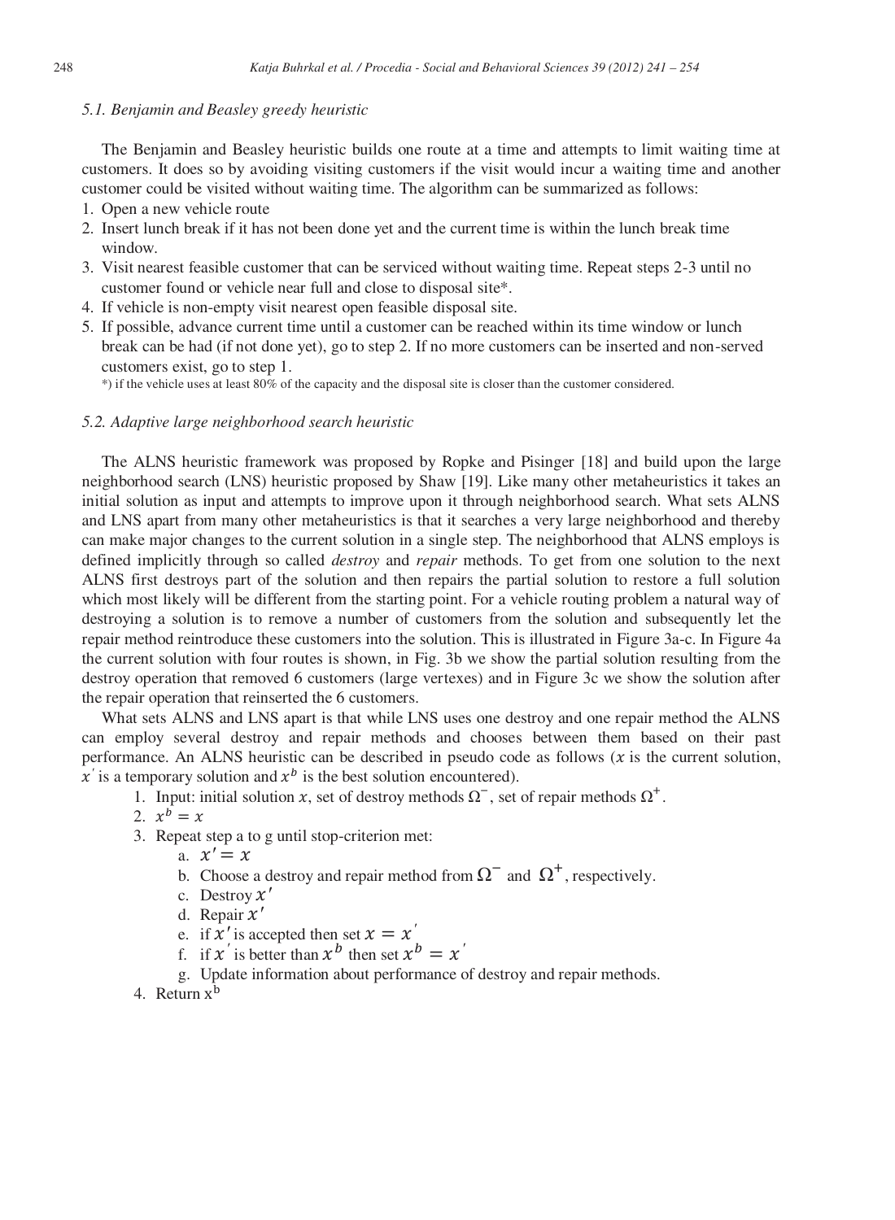### 5.1. Benjamin and Beasley greedy heuristic

The Benjamin and Beasley heuristic builds one route at a time and attempts to limit waiting time at customers. It does so by avoiding visiting customers if the visit would incur a waiting time and another customer could be visited without waiting time. The algorithm can be summarized as follows:

1. Open a new vehicle route
2. Insert lunch break if it has not been done yet and the current time is within the lunch break time window.
3. Visit nearest feasible customer that can be serviced without waiting time. Repeat steps 2-3 until no customer found or vehicle near full and close to disposal site*.
4. If vehicle is non-empty visit nearest open feasible disposal site.
5. If possible, advance current time until a customer can be reached within its time window or lunch break can be had (if not done yet), go to step 2. If no more customers can be inserted and non-served customers exist, go to step 1.

*) if the vehicle uses at least 80% of the capacity and the disposal site is closer than the customer considered.

### 5.2. Adaptive large neighborhood search heuristic

The ALNS heuristic framework was proposed by Ropke and Pisinger [18] and build upon the large neighborhood search (LNS) heuristic proposed by Shaw [19]. Like many other metaheuristics it takes an initial solution as input and attempts to improve upon it through neighborhood search. What sets ALNS and LNS apart from many other metaheuristics is that it searches a very large neighborhood and thereby can make major changes to the current solution in a single step. The neighborhood that ALNS employs is defined implicitly through so called *destroy* and *repair* methods. To get from one solution to the next ALNS first destroys part of the solution and then repairs the partial solution to restore a full solution which most likely will be different from the starting point. For a vehicle routing problem a natural way of destroying a solution is to remove a number of customers from the solution and subsequently let the repair method reintroduce these customers into the solution. This is illustrated in Figure 3a-c. In Figure 4a the current solution with four routes is shown, in Fig. 3b we show the partial solution resulting from the destroy operation that removed 6 customers (large vertexes) and in Figure 3c we show the solution after the repair operation that reinserted the 6 customers.

What sets ALNS and LNS apart is that while LNS uses one destroy and one repair method the ALNS can employ several destroy and repair methods and chooses between them based on their past performance. An ALNS heuristic can be described in pseudo code as follows ($x$ is the current solution, $x'$ is a temporary solution and $x^b$ is the best solution encountered).

1. Input: initial solution $x$, set of destroy methods $\Omega^-$, set of repair methods $\Omega^+$.
2. $x^b = x$
3. Repeat step a to g until stop-criterion met:
   a. $x' = x$
   b. Choose a destroy and repair method from $\Omega^-$ and $\Omega^+$, respectively.
   c. Destroy $x'$
   d. Repair $x'$
   e. if $x'$ is accepted then set $x = x'$
   f. if $x'$ is better than $x^b$ then set $x^b = x'$
   g. Update information about performance of destroy and repair methods.
4. Return $x^b$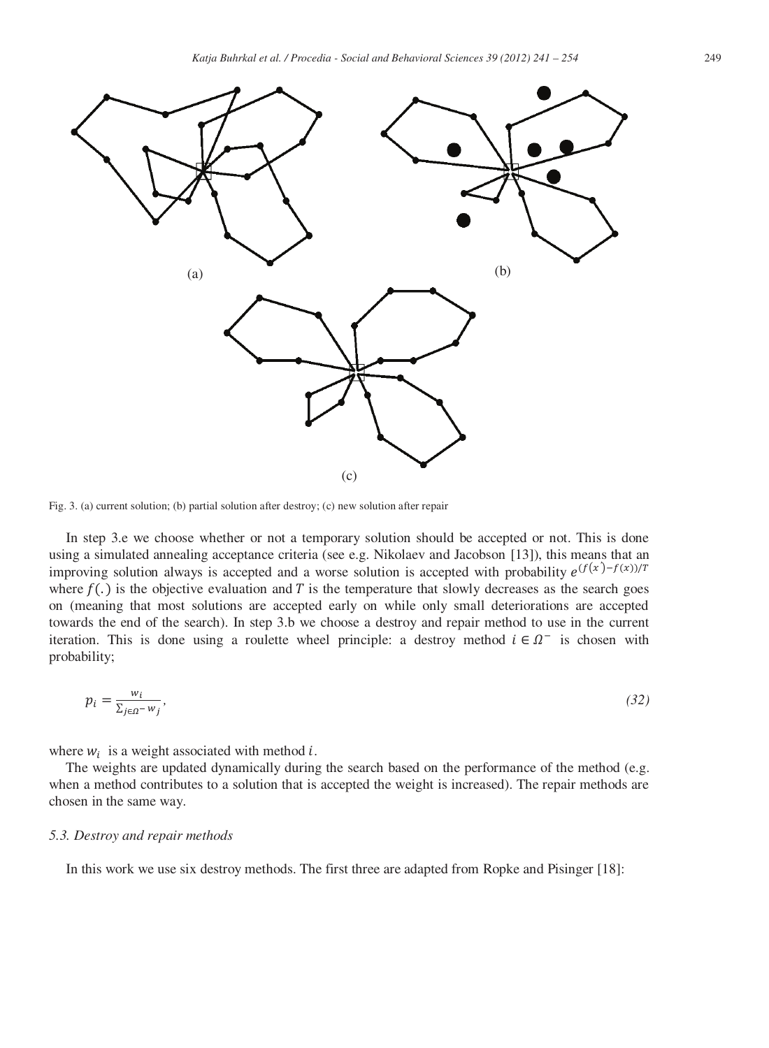Fig. 3. (a) current solution; (b) partial solution after destroy; (c) new solution after repair

In step 3.e we choose whether or not a temporary solution should be accepted or not. This is done using a simulated annealing acceptance criteria (see e.g. Nikolaev and Jacobson [13]), this means that an improving solution always is accepted and a worse solution is accepted with probability $e^{(f(x')-f(x))/T}$ where $f(.)$ is the objective evaluation and $T$ is the temperature that slowly decreases as the search goes on (meaning that most solutions are accepted early on while only small deteriorations are accepted towards the end of the search). In step 3.b we choose a destroy and repair method to use in the current iteration. This is done using a roulette wheel principle: a destroy method $i \in \Omega^-$ is chosen with probability;

$$p_i = \frac{w_i}{\sum_{j \in \Omega^-} w_j}, \tag{32}$$

where $w_i$ is a weight associated with method $i$.

The weights are updated dynamically during the search based on the performance of the method (e.g. when a method contributes to a solution that is accepted the weight is increased). The repair methods are chosen in the same way.

### 5.3. Destroy and repair methods

In this work we use six destroy methods. The first three are adapted from Ropke and Pisinger [18]: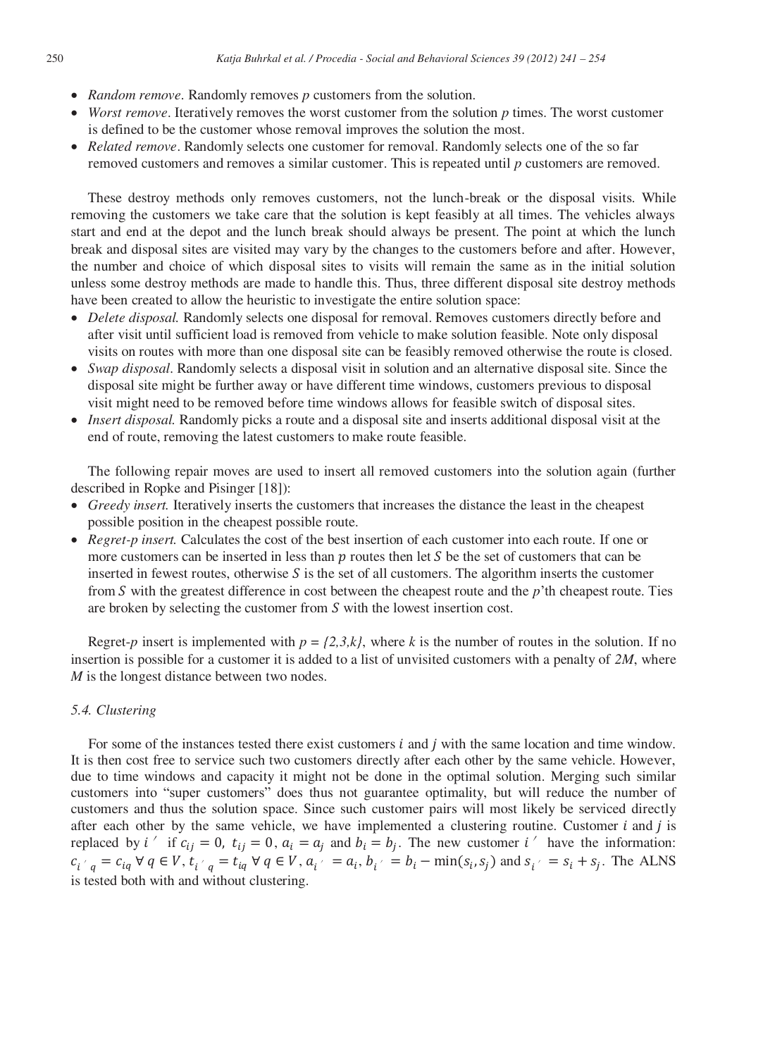- *Random remove*. Randomly removes $p$ customers from the solution.
- *Worst remove*. Iteratively removes the worst customer from the solution $p$ times. The worst customer is defined to be the customer whose removal improves the solution the most.
- *Related remove*. Randomly selects one customer for removal. Randomly selects one of the so far removed customers and removes a similar customer. This is repeated until $p$ customers are removed.

These destroy methods only removes customers, not the lunch-break or the disposal visits. While removing the customers we take care that the solution is kept feasibly at all times. The vehicles always start and end at the depot and the lunch break should always be present. The point at which the lunch break and disposal sites are visited may vary by the changes to the customers before and after. However, the number and choice of which disposal sites to visits will remain the same as in the initial solution unless some destroy methods are made to handle this. Thus, three different disposal site destroy methods have been created to allow the heuristic to investigate the entire solution space:

- *Delete disposal.* Randomly selects one disposal for removal. Removes customers directly before and after visit until sufficient load is removed from vehicle to make solution feasible. Note only disposal visits on routes with more than one disposal site can be feasibly removed otherwise the route is closed.
- *Swap disposal*. Randomly selects a disposal visit in solution and an alternative disposal site. Since the disposal site might be further away or have different time windows, customers previous to disposal visit might need to be removed before time windows allows for feasible switch of disposal sites.
- *Insert disposal.* Randomly picks a route and a disposal site and inserts additional disposal visit at the end of route, removing the latest customers to make route feasible.

The following repair moves are used to insert all removed customers into the solution again (further described in Ropke and Pisinger [18]):

- *Greedy insert.* Iteratively inserts the customers that increases the distance the least in the cheapest possible position in the cheapest possible route.
- *Regret-p insert.* Calculates the cost of the best insertion of each customer into each route. If one or more customers can be inserted in less than $p$ routes then let $S$ be the set of customers that can be inserted in fewest routes, otherwise $S$ is the set of all customers. The algorithm inserts the customer from $S$ with the greatest difference in cost between the cheapest route and the $p$'th cheapest route. Ties are broken by selecting the customer from $S$ with the lowest insertion cost.

Regret-$p$ insert is implemented with $p = \{2,3,k\}$, where $k$ is the number of routes in the solution. If no insertion is possible for a customer it is added to a list of unvisited customers with a penalty of $2M$, where $M$ is the longest distance between two nodes.

### 5.4. Clustering

For some of the instances tested there exist customers $i$ and $j$ with the same location and time window. It is then cost free to service such two customers directly after each other by the same vehicle. However, due to time windows and capacity it might not be done in the optimal solution. Merging such similar customers into "super customers" does thus not guarantee optimality, but will reduce the number of customers and thus the solution space. Since such customer pairs will most likely be serviced directly after each other by the same vehicle, we have implemented a clustering routine. Customer $i$ and $j$ is replaced by $i'$ if $c_{ij} = 0$, $t_{ij} = 0$, $a_i = a_j$ and $b_i = b_j$. The new customer $i'$ have the information: $c_{i'q} = c_{iq} \; \forall \; q \in V$, $t_{i'q} = t_{iq} \; \forall \; q \in V$, $a_{i'} = a_i$, $b_{i'} = b_i - \min(s_i, s_j)$ and $s_{i'} = s_i + s_j$. The ALNS is tested both with and without clustering.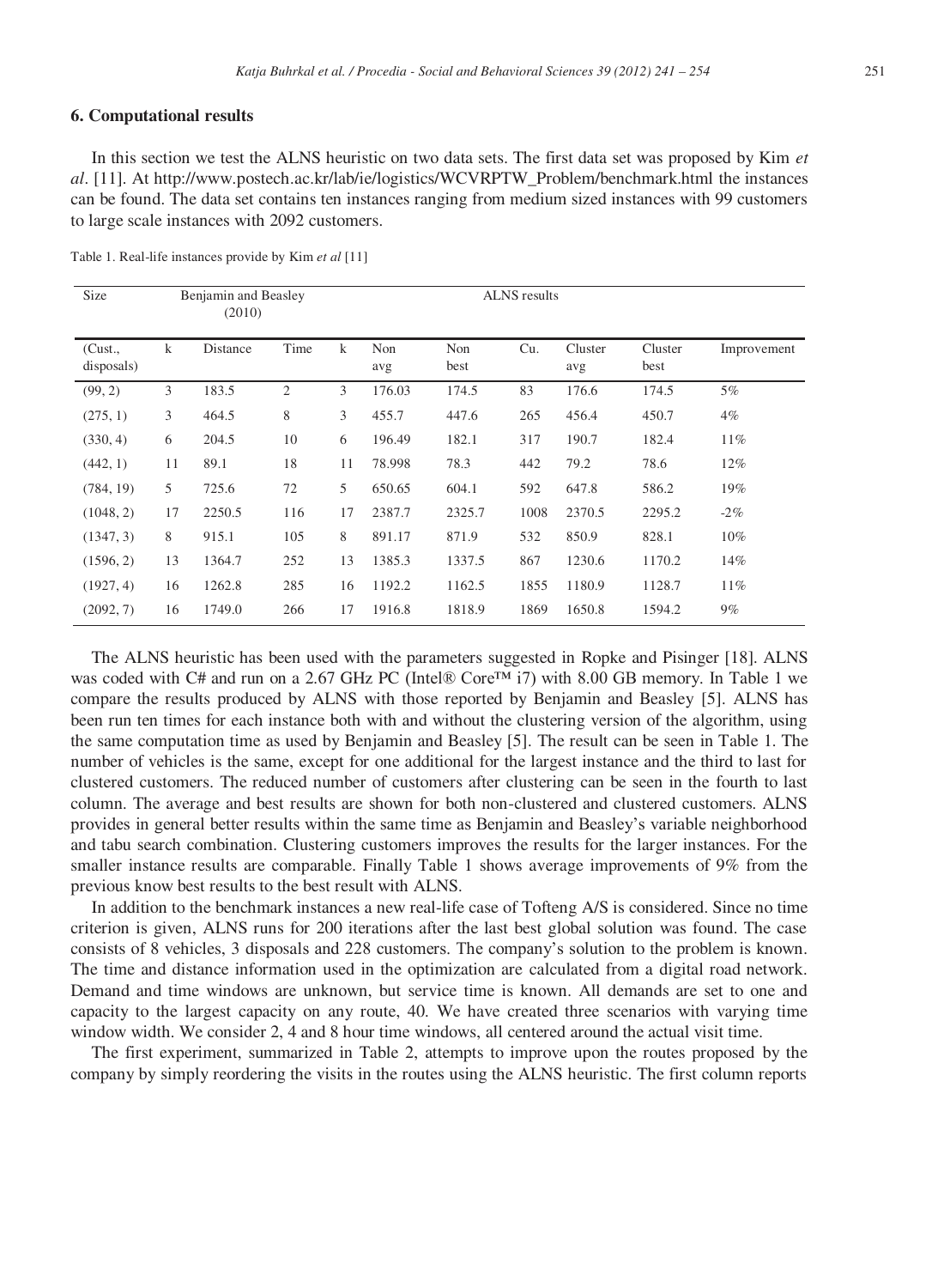## 6. Computational results

In this section we test the ALNS heuristic on two data sets. The first data set was proposed by Kim *et al*. [11]. At http://www.postech.ac.kr/lab/ie/logistics/WCVRPTW_Problem/benchmark.html the instances can be found. The data set contains ten instances ranging from medium sized instances with 99 customers to large scale instances with 2092 customers.

Table 1. Real-life instances provide by Kim *et al* [11]

| Size | Benjamin and Beasley (2010) | | | ALNS results | | | | | | |
|---|---|---|---|---|---|---|---|---|---|---|
| (Cust., disposals) | k | Distance | Time | k | Non avg | Non best | Cu. | Cluster avg | Cluster best | Improvement |
| (99, 2) | 3 | 183.5 | 2 | 3 | 176.03 | 174.5 | 83 | 176.6 | 174.5 | 5% |
| (275, 1) | 3 | 464.5 | 8 | 3 | 455.7 | 447.6 | 265 | 456.4 | 450.7 | 4% |
| (330, 4) | 6 | 204.5 | 10 | 6 | 196.49 | 182.1 | 317 | 190.7 | 182.4 | 11% |
| (442, 1) | 11 | 89.1 | 18 | 11 | 78.998 | 78.3 | 442 | 79.2 | 78.6 | 12% |
| (784, 19) | 5 | 725.6 | 72 | 5 | 650.65 | 604.1 | 592 | 647.8 | 586.2 | 19% |
| (1048, 2) | 17 | 2250.5 | 116 | 17 | 2387.7 | 2325.7 | 1008 | 2370.5 | 2295.2 | -2% |
| (1347, 3) | 8 | 915.1 | 105 | 8 | 891.17 | 871.9 | 532 | 850.9 | 828.1 | 10% |
| (1596, 2) | 13 | 1364.7 | 252 | 13 | 1385.3 | 1337.5 | 867 | 1230.6 | 1170.2 | 14% |
| (1927, 4) | 16 | 1262.8 | 285 | 16 | 1192.2 | 1162.5 | 1855 | 1180.9 | 1128.7 | 11% |
| (2092, 7) | 16 | 1749.0 | 266 | 17 | 1916.8 | 1818.9 | 1869 | 1650.8 | 1594.2 | 9% |

The ALNS heuristic has been used with the parameters suggested in Ropke and Pisinger [18]. ALNS was coded with C# and run on a 2.67 GHz PC (Intel® Core™ i7) with 8.00 GB memory. In Table 1 we compare the results produced by ALNS with those reported by Benjamin and Beasley [5]. ALNS has been run ten times for each instance both with and without the clustering version of the algorithm, using the same computation time as used by Benjamin and Beasley [5]. The result can be seen in Table 1. The number of vehicles is the same, except for one additional for the largest instance and the third to last for clustered customers. The reduced number of customers after clustering can be seen in the fourth to last column. The average and best results are shown for both non-clustered and clustered customers. ALNS provides in general better results within the same time as Benjamin and Beasley's variable neighborhood and tabu search combination. Clustering customers improves the results for the larger instances. For the smaller instance results are comparable. Finally Table 1 shows average improvements of 9% from the previous know best results to the best result with ALNS.

In addition to the benchmark instances a new real-life case of Tofteng A/S is considered. Since no time criterion is given, ALNS runs for 200 iterations after the last best global solution was found. The case consists of 8 vehicles, 3 disposals and 228 customers. The company's solution to the problem is known. The time and distance information used in the optimization are calculated from a digital road network. Demand and time windows are unknown, but service time is known. All demands are set to one and capacity to the largest capacity on any route, 40. We have created three scenarios with varying time window width. We consider 2, 4 and 8 hour time windows, all centered around the actual visit time.

The first experiment, summarized in Table 2, attempts to improve upon the routes proposed by the company by simply reordering the visits in the routes using the ALNS heuristic. The first column reports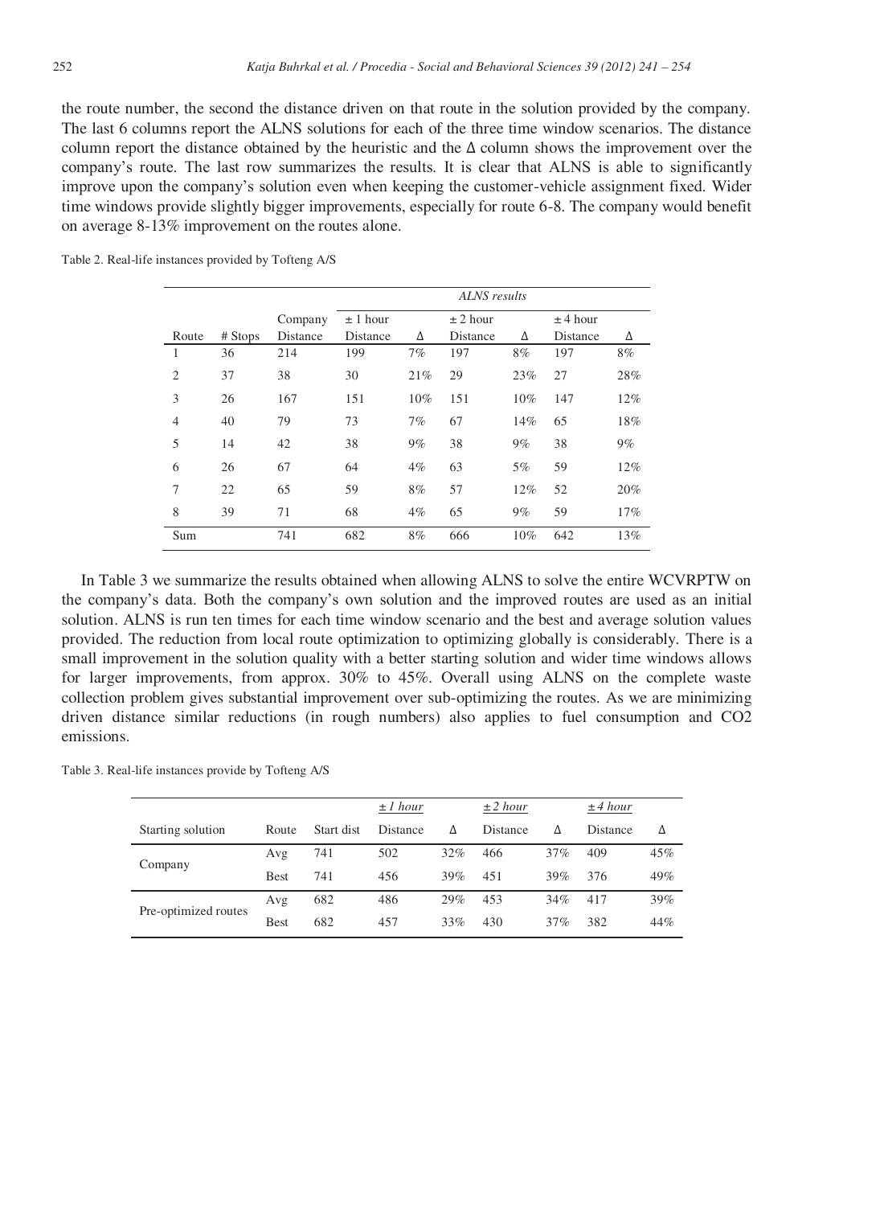the route number, the second the distance driven on that route in the solution provided by the company. The last 6 columns report the ALNS solutions for each of the three time window scenarios. The distance column report the distance obtained by the heuristic and the Δ column shows the improvement over the company's route. The last row summarizes the results. It is clear that ALNS is able to significantly improve upon the company's solution even when keeping the customer-vehicle assignment fixed. Wider time windows provide slightly bigger improvements, especially for route 6-8. The company would benefit on average 8-13% improvement on the routes alone.

Table 2. Real-life instances provided by Tofteng A/S

| | | | *ALNS results* | | | | | |
|---|---|---|---|---|---|---|---|---|
| | | Company | ± 1 hour | | ± 2 hour | | ± 4 hour | |
| Route | # Stops | Distance | Distance | Δ | Distance | Δ | Distance | Δ |
| 1 | 36 | 214 | 199 | 7% | 197 | 8% | 197 | 8% |
| 2 | 37 | 38 | 30 | 21% | 29 | 23% | 27 | 28% |
| 3 | 26 | 167 | 151 | 10% | 151 | 10% | 147 | 12% |
| 4 | 40 | 79 | 73 | 7% | 67 | 14% | 65 | 18% |
| 5 | 14 | 42 | 38 | 9% | 38 | 9% | 38 | 9% |
| 6 | 26 | 67 | 64 | 4% | 63 | 5% | 59 | 12% |
| 7 | 22 | 65 | 59 | 8% | 57 | 12% | 52 | 20% |
| 8 | 39 | 71 | 68 | 4% | 65 | 9% | 59 | 17% |
| Sum | | 741 | 682 | 8% | 666 | 10% | 642 | 13% |

In Table 3 we summarize the results obtained when allowing ALNS to solve the entire WCVRPTW on the company's data. Both the company's own solution and the improved routes are used as an initial solution. ALNS is run ten times for each time window scenario and the best and average solution values provided. The reduction from local route optimization to optimizing globally is considerably. There is a small improvement in the solution quality with a better starting solution and wider time windows allows for larger improvements, from approx. 30% to 45%. Overall using ALNS on the complete waste collection problem gives substantial improvement over sub-optimizing the routes. As we are minimizing driven distance similar reductions (in rough numbers) also applies to fuel consumption and CO2 emissions.

Table 3. Real-life instances provide by Tofteng A/S

| | | | *± 1 hour* | | *± 2 hour* | | *± 4 hour* | |
|---|---|---|---|---|---|---|---|---|
| Starting solution | Route | Start dist | Distance | Δ | Distance | Δ | Distance | Δ |
| Company | Avg | 741 | 502 | 32% | 466 | 37% | 409 | 45% |
| | Best | 741 | 456 | 39% | 451 | 39% | 376 | 49% |
| Pre-optimized routes | Avg | 682 | 486 | 29% | 453 | 34% | 417 | 39% |
| | Best | 682 | 457 | 33% | 430 | 37% | 382 | 44% |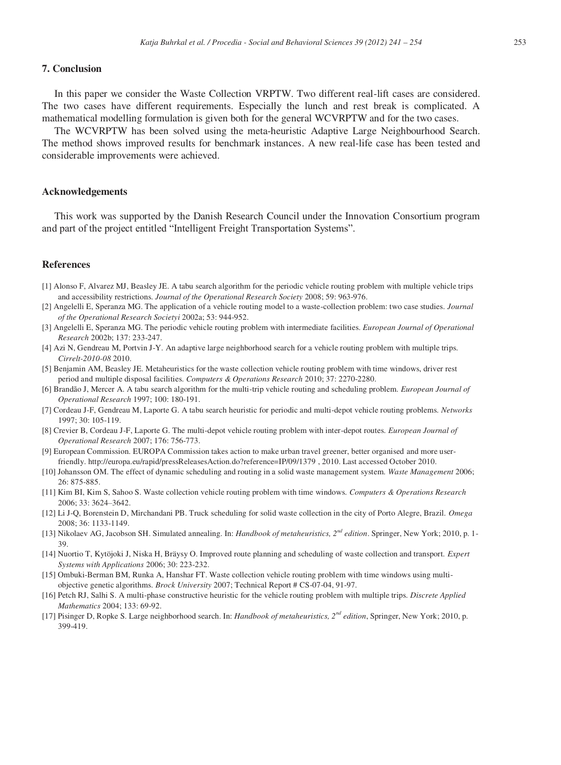## 7. Conclusion

In this paper we consider the Waste Collection VRPTW. Two different real-lift cases are considered. The two cases have different requirements. Especially the lunch and rest break is complicated. A mathematical modelling formulation is given both for the general WCVRPTW and for the two cases.

The WCVRPTW has been solved using the meta-heuristic Adaptive Large Neighbourhood Search. The method shows improved results for benchmark instances. A new real-life case has been tested and considerable improvements were achieved.

## Acknowledgements

This work was supported by the Danish Research Council under the Innovation Consortium program and part of the project entitled "Intelligent Freight Transportation Systems".

## References

[1] Alonso F, Alvarez MJ, Beasley JE. A tabu search algorithm for the periodic vehicle routing problem with multiple vehicle trips and accessibility restrictions. *Journal of the Operational Research Society* 2008; 59: 963-976.

[2] Angelelli E, Speranza MG. The application of a vehicle routing model to a waste-collection problem: two case studies. *Journal of the Operational Research Societyi* 2002a; 53: 944-952.

[3] Angelelli E, Speranza MG. The periodic vehicle routing problem with intermediate facilities. *European Journal of Operational Research* 2002b; 137: 233-247.

[4] Azi N, Gendreau M, Portvin J-Y. An adaptive large neighborhood search for a vehicle routing problem with multiple trips. *Cirrelt-2010-08* 2010.

[5] Benjamin AM, Beasley JE. Metaheuristics for the waste collection vehicle routing problem with time windows, driver rest period and multiple disposal facilities. *Computers & Operations Research* 2010; 37: 2270-2280.

[6] Brandão J, Mercer A. A tabu search algorithm for the multi-trip vehicle routing and scheduling problem. *European Journal of Operational Research* 1997; 100: 180-191.

[7] Cordeau J-F, Gendreau M, Laporte G. A tabu search heuristic for periodic and multi-depot vehicle routing problems. *Networks* 1997; 30: 105-119.

[8] Crevier B, Cordeau J-F, Laporte G. The multi-depot vehicle routing problem with inter-depot routes. *European Journal of Operational Research* 2007; 176: 756-773.

[9] European Commission. EUROPA Commission takes action to make urban travel greener, better organised and more user-friendly. http://europa.eu/rapid/pressReleasesAction.do?reference=IP/09/1379 , 2010. Last accessed October 2010.

[10] Johansson OM. The effect of dynamic scheduling and routing in a solid waste management system. *Waste Management* 2006; 26: 875-885.

[11] Kim BI, Kim S, Sahoo S. Waste collection vehicle routing problem with time windows. *Computers & Operations Research* 2006; 33: 3624–3642.

[12] Li J-Q, Borenstein D, Mirchandani PB. Truck scheduling for solid waste collection in the city of Porto Alegre, Brazil. *Omega* 2008; 36: 1133-1149.

[13] Nikolaev AG, Jacobson SH. Simulated annealing. In: *Handbook of metaheuristics, 2nd edition*. Springer, New York; 2010, p. 1-39.

[14] Nuortio T, Kytöjoki J, Niska H, Bräysy O. Improved route planning and scheduling of waste collection and transport. *Expert Systems with Applications* 2006; 30: 223-232.

[15] Ombuki-Berman BM, Runka A, Hanshar FT. Waste collection vehicle routing problem with time windows using multi-objective genetic algorithms. *Brock University* 2007; Technical Report # CS-07-04, 91-97.

[16] Petch RJ, Salhi S. A multi-phase constructive heuristic for the vehicle routing problem with multiple trips. *Discrete Applied Mathematics* 2004; 133: 69-92.

[17] Pisinger D, Ropke S. Large neighborhood search. In: *Handbook of metaheuristics, 2nd edition*, Springer, New York; 2010, p. 399-419.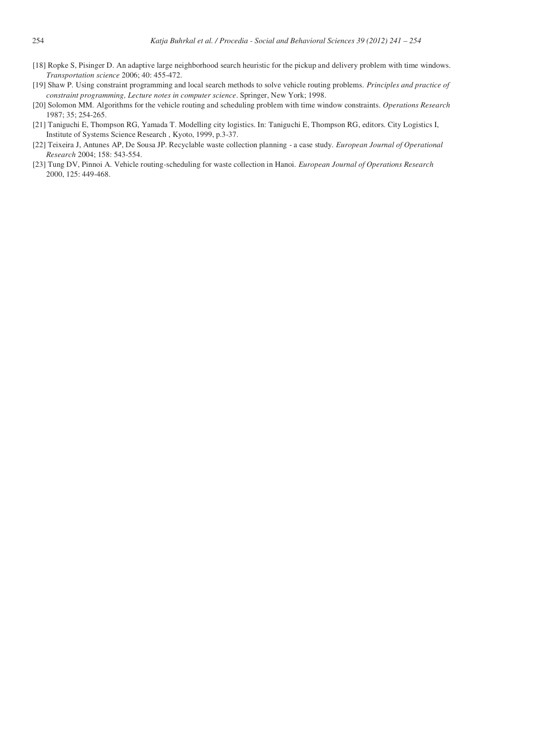[18] Ropke S, Pisinger D. An adaptive large neighborhood search heuristic for the pickup and delivery problem with time windows. *Transportation science* 2006; 40: 455-472.

[19] Shaw P. Using constraint programming and local search methods to solve vehicle routing problems. *Principles and practice of constraint programming, Lecture notes in computer science*. Springer, New York; 1998.

[20] Solomon MM. Algorithms for the vehicle routing and scheduling problem with time window constraints. *Operations Research* 1987; 35; 254-265.

[21] Taniguchi E, Thompson RG, Yamada T. Modelling city logistics. In: Taniguchi E, Thompson RG, editors. City Logistics I, Institute of Systems Science Research , Kyoto, 1999, p.3-37.

[22] Teixeira J, Antunes AP, De Sousa JP. Recyclable waste collection planning - a case study. *European Journal of Operational Research* 2004; 158: 543-554.

[23] Tung DV, Pinnoi A. Vehicle routing-scheduling for waste collection in Hanoi. *European Journal of Operations Research* 2000, 125: 449-468.